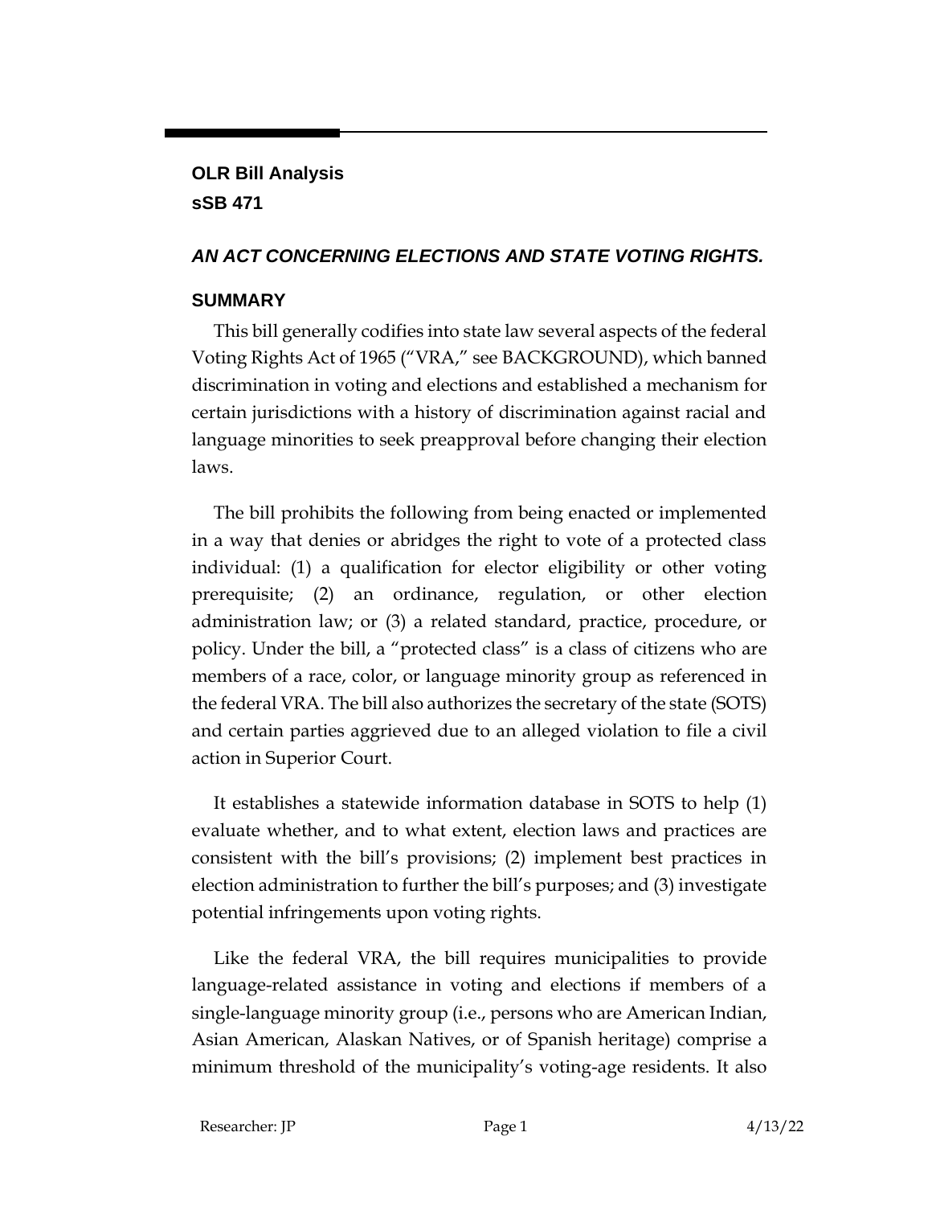**OLR Bill Analysis**
**sSB 471**

## *AN ACT CONCERNING ELECTIONS AND STATE VOTING RIGHTS.*

### SUMMARY

This bill generally codifies into state law several aspects of the federal Voting Rights Act of 1965 ("VRA," see BACKGROUND), which banned discrimination in voting and elections and established a mechanism for certain jurisdictions with a history of discrimination against racial and language minorities to seek preapproval before changing their election laws.

The bill prohibits the following from being enacted or implemented in a way that denies or abridges the right to vote of a protected class individual: (1) a qualification for elector eligibility or other voting prerequisite; (2) an ordinance, regulation, or other election administration law; or (3) a related standard, practice, procedure, or policy. Under the bill, a "protected class" is a class of citizens who are members of a race, color, or language minority group as referenced in the federal VRA. The bill also authorizes the secretary of the state (SOTS) and certain parties aggrieved due to an alleged violation to file a civil action in Superior Court.

It establishes a statewide information database in SOTS to help (1) evaluate whether, and to what extent, election laws and practices are consistent with the bill's provisions; (2) implement best practices in election administration to further the bill's purposes; and (3) investigate potential infringements upon voting rights.

Like the federal VRA, the bill requires municipalities to provide language-related assistance in voting and elections if members of a single-language minority group (i.e., persons who are American Indian, Asian American, Alaskan Natives, or of Spanish heritage) comprise a minimum threshold of the municipality's voting-age residents. It also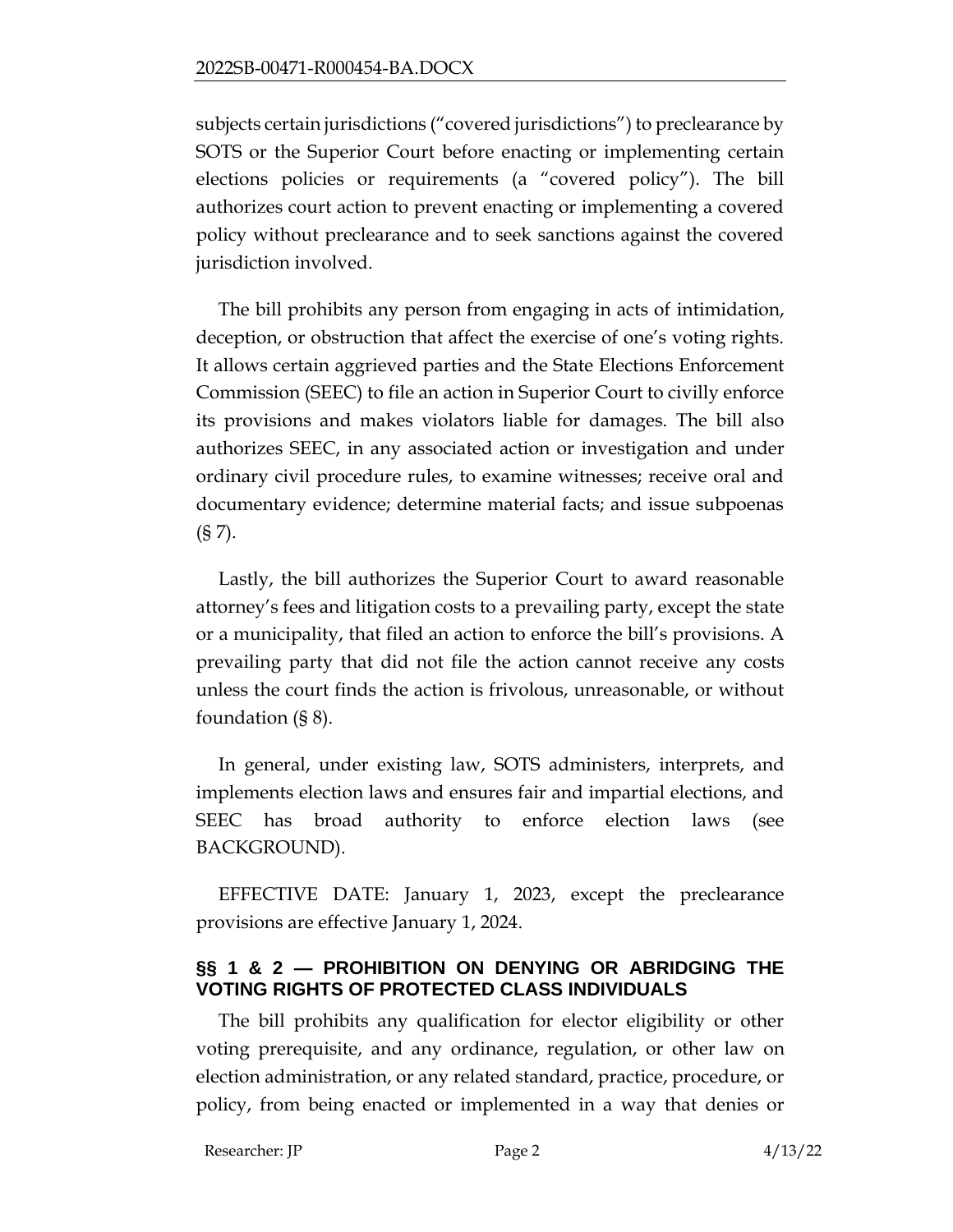subjects certain jurisdictions ("covered jurisdictions") to preclearance by SOTS or the Superior Court before enacting or implementing certain elections policies or requirements (a "covered policy"). The bill authorizes court action to prevent enacting or implementing a covered policy without preclearance and to seek sanctions against the covered jurisdiction involved.

The bill prohibits any person from engaging in acts of intimidation, deception, or obstruction that affect the exercise of one's voting rights. It allows certain aggrieved parties and the State Elections Enforcement Commission (SEEC) to file an action in Superior Court to civilly enforce its provisions and makes violators liable for damages. The bill also authorizes SEEC, in any associated action or investigation and under ordinary civil procedure rules, to examine witnesses; receive oral and documentary evidence; determine material facts; and issue subpoenas (§ 7).

Lastly, the bill authorizes the Superior Court to award reasonable attorney's fees and litigation costs to a prevailing party, except the state or a municipality, that filed an action to enforce the bill's provisions. A prevailing party that did not file the action cannot receive any costs unless the court finds the action is frivolous, unreasonable, or without foundation (§ 8).

In general, under existing law, SOTS administers, interprets, and implements election laws and ensures fair and impartial elections, and SEEC has broad authority to enforce election laws (see BACKGROUND).

EFFECTIVE DATE: January 1, 2023, except the preclearance provisions are effective January 1, 2024.

## §§ 1 & 2 — PROHIBITION ON DENYING OR ABRIDGING THE VOTING RIGHTS OF PROTECTED CLASS INDIVIDUALS

The bill prohibits any qualification for elector eligibility or other voting prerequisite, and any ordinance, regulation, or other law on election administration, or any related standard, practice, procedure, or policy, from being enacted or implemented in a way that denies or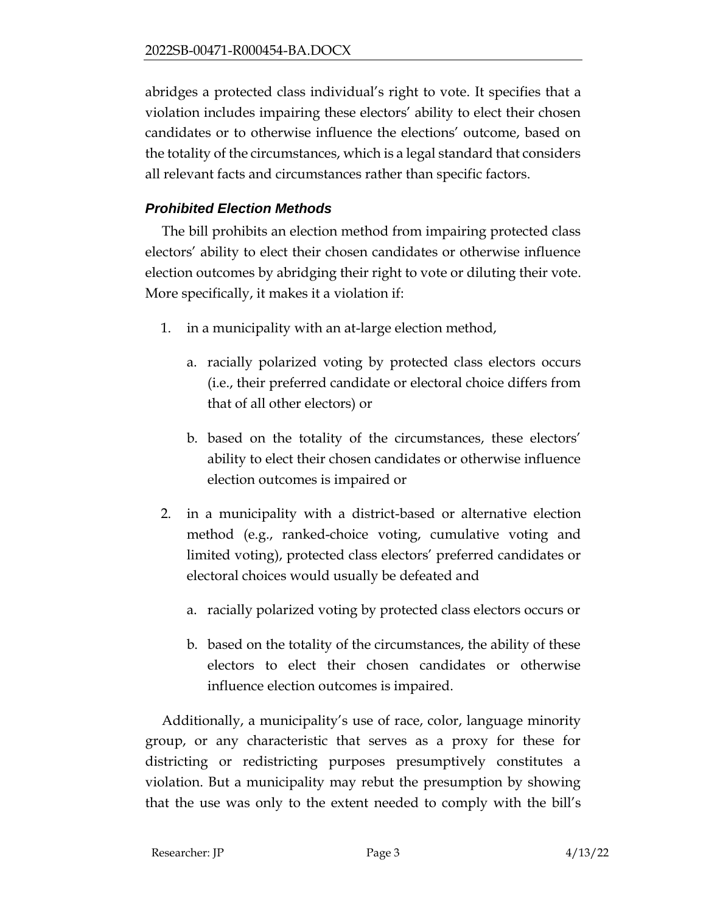abridges a protected class individual's right to vote. It specifies that a violation includes impairing these electors' ability to elect their chosen candidates or to otherwise influence the elections' outcome, based on the totality of the circumstances, which is a legal standard that considers all relevant facts and circumstances rather than specific factors.

### *Prohibited Election Methods*

The bill prohibits an election method from impairing protected class electors' ability to elect their chosen candidates or otherwise influence election outcomes by abridging their right to vote or diluting their vote. More specifically, it makes it a violation if:

1. in a municipality with an at-large election method,

   a. racially polarized voting by protected class electors occurs (i.e., their preferred candidate or electoral choice differs from that of all other electors) or

   b. based on the totality of the circumstances, these electors' ability to elect their chosen candidates or otherwise influence election outcomes is impaired or

2. in a municipality with a district-based or alternative election method (e.g., ranked-choice voting, cumulative voting and limited voting), protected class electors' preferred candidates or electoral choices would usually be defeated and

   a. racially polarized voting by protected class electors occurs or

   b. based on the totality of the circumstances, the ability of these electors to elect their chosen candidates or otherwise influence election outcomes is impaired.

Additionally, a municipality's use of race, color, language minority group, or any characteristic that serves as a proxy for these for districting or redistricting purposes presumptively constitutes a violation. But a municipality may rebut the presumption by showing that the use was only to the extent needed to comply with the bill's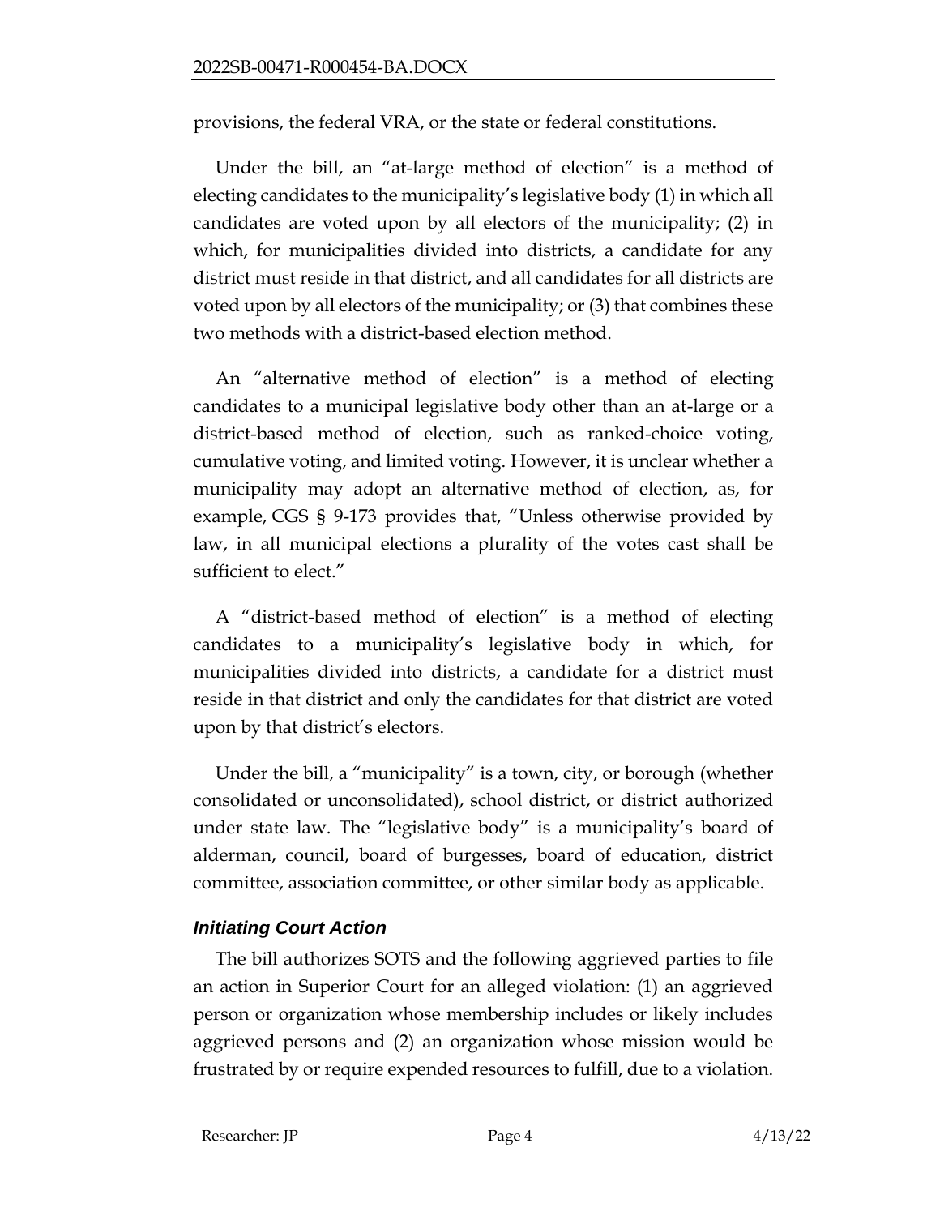provisions, the federal VRA, or the state or federal constitutions.

Under the bill, an "at-large method of election" is a method of electing candidates to the municipality's legislative body (1) in which all candidates are voted upon by all electors of the municipality; (2) in which, for municipalities divided into districts, a candidate for any district must reside in that district, and all candidates for all districts are voted upon by all electors of the municipality; or (3) that combines these two methods with a district-based election method.

An "alternative method of election" is a method of electing candidates to a municipal legislative body other than an at-large or a district-based method of election, such as ranked-choice voting, cumulative voting, and limited voting. However, it is unclear whether a municipality may adopt an alternative method of election, as, for example, CGS § 9-173 provides that, "Unless otherwise provided by law, in all municipal elections a plurality of the votes cast shall be sufficient to elect."

A "district-based method of election" is a method of electing candidates to a municipality's legislative body in which, for municipalities divided into districts, a candidate for a district must reside in that district and only the candidates for that district are voted upon by that district's electors.

Under the bill, a "municipality" is a town, city, or borough (whether consolidated or unconsolidated), school district, or district authorized under state law. The "legislative body" is a municipality's board of alderman, council, board of burgesses, board of education, district committee, association committee, or other similar body as applicable.

### *Initiating Court Action*

The bill authorizes SOTS and the following aggrieved parties to file an action in Superior Court for an alleged violation: (1) an aggrieved person or organization whose membership includes or likely includes aggrieved persons and (2) an organization whose mission would be frustrated by or require expended resources to fulfill, due to a violation.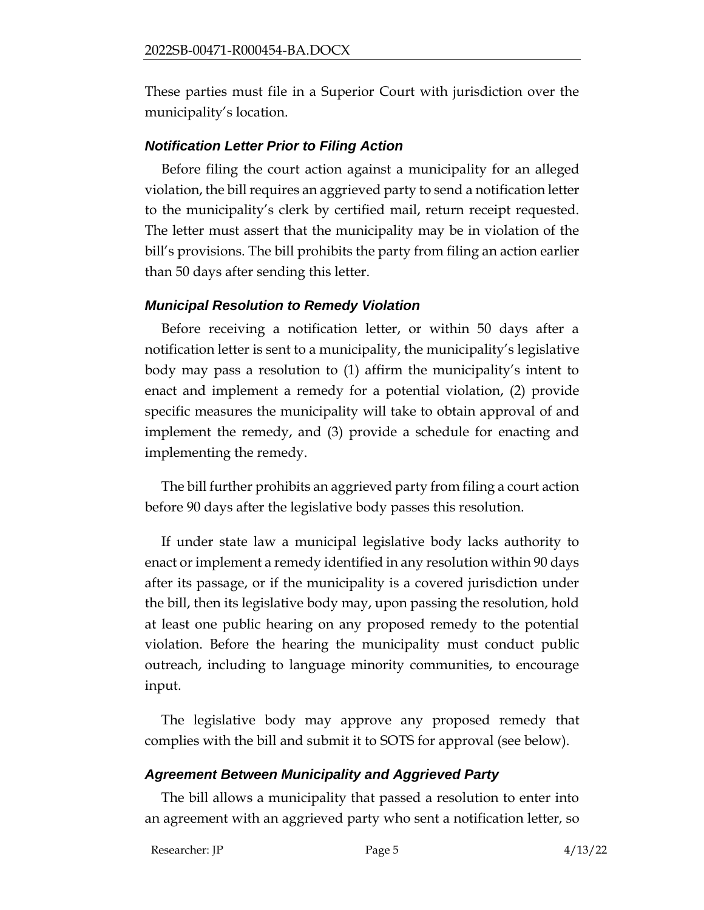These parties must file in a Superior Court with jurisdiction over the municipality's location.

### *Notification Letter Prior to Filing Action*

Before filing the court action against a municipality for an alleged violation, the bill requires an aggrieved party to send a notification letter to the municipality's clerk by certified mail, return receipt requested. The letter must assert that the municipality may be in violation of the bill's provisions. The bill prohibits the party from filing an action earlier than 50 days after sending this letter.

### *Municipal Resolution to Remedy Violation*

Before receiving a notification letter, or within 50 days after a notification letter is sent to a municipality, the municipality's legislative body may pass a resolution to (1) affirm the municipality's intent to enact and implement a remedy for a potential violation, (2) provide specific measures the municipality will take to obtain approval of and implement the remedy, and (3) provide a schedule for enacting and implementing the remedy.

The bill further prohibits an aggrieved party from filing a court action before 90 days after the legislative body passes this resolution.

If under state law a municipal legislative body lacks authority to enact or implement a remedy identified in any resolution within 90 days after its passage, or if the municipality is a covered jurisdiction under the bill, then its legislative body may, upon passing the resolution, hold at least one public hearing on any proposed remedy to the potential violation. Before the hearing the municipality must conduct public outreach, including to language minority communities, to encourage input.

The legislative body may approve any proposed remedy that complies with the bill and submit it to SOTS for approval (see below).

### *Agreement Between Municipality and Aggrieved Party*

The bill allows a municipality that passed a resolution to enter into an agreement with an aggrieved party who sent a notification letter, so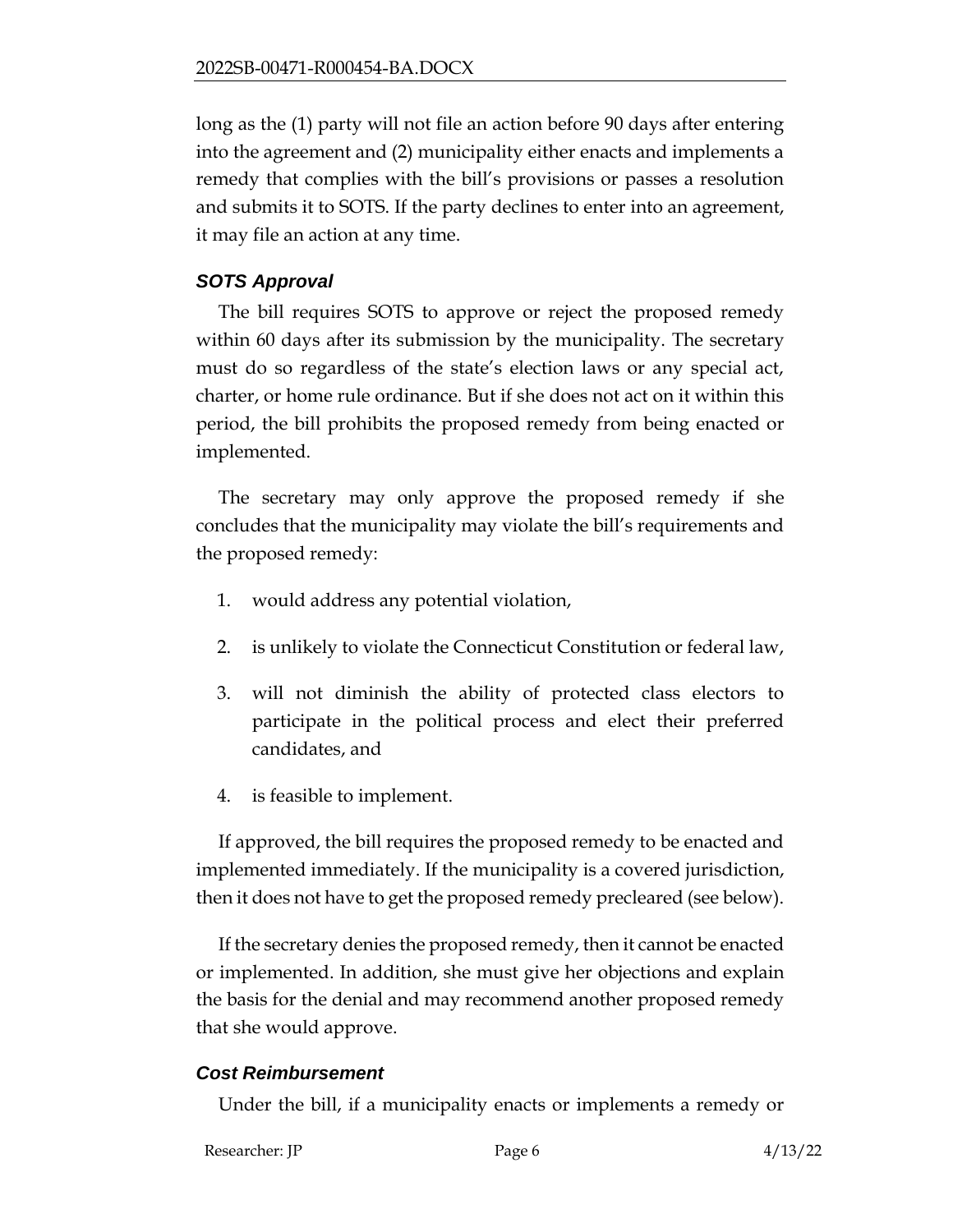long as the (1) party will not file an action before 90 days after entering into the agreement and (2) municipality either enacts and implements a remedy that complies with the bill's provisions or passes a resolution and submits it to SOTS. If the party declines to enter into an agreement, it may file an action at any time.

### *SOTS Approval*

The bill requires SOTS to approve or reject the proposed remedy within 60 days after its submission by the municipality. The secretary must do so regardless of the state's election laws or any special act, charter, or home rule ordinance. But if she does not act on it within this period, the bill prohibits the proposed remedy from being enacted or implemented.

The secretary may only approve the proposed remedy if she concludes that the municipality may violate the bill's requirements and the proposed remedy:

1. would address any potential violation,
2. is unlikely to violate the Connecticut Constitution or federal law,
3. will not diminish the ability of protected class electors to participate in the political process and elect their preferred candidates, and
4. is feasible to implement.

If approved, the bill requires the proposed remedy to be enacted and implemented immediately. If the municipality is a covered jurisdiction, then it does not have to get the proposed remedy precleared (see below).

If the secretary denies the proposed remedy, then it cannot be enacted or implemented. In addition, she must give her objections and explain the basis for the denial and may recommend another proposed remedy that she would approve.

### *Cost Reimbursement*

Under the bill, if a municipality enacts or implements a remedy or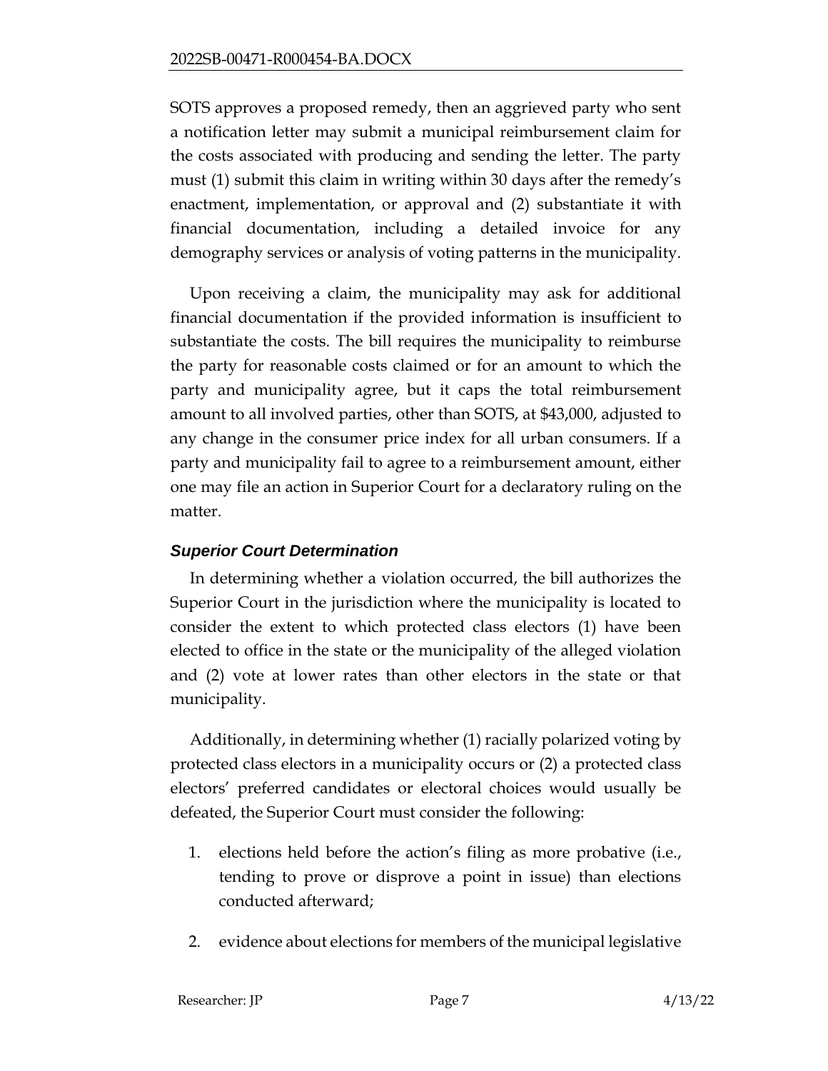SOTS approves a proposed remedy, then an aggrieved party who sent a notification letter may submit a municipal reimbursement claim for the costs associated with producing and sending the letter. The party must (1) submit this claim in writing within 30 days after the remedy's enactment, implementation, or approval and (2) substantiate it with financial documentation, including a detailed invoice for any demography services or analysis of voting patterns in the municipality.

Upon receiving a claim, the municipality may ask for additional financial documentation if the provided information is insufficient to substantiate the costs. The bill requires the municipality to reimburse the party for reasonable costs claimed or for an amount to which the party and municipality agree, but it caps the total reimbursement amount to all involved parties, other than SOTS, at $43,000, adjusted to any change in the consumer price index for all urban consumers. If a party and municipality fail to agree to a reimbursement amount, either one may file an action in Superior Court for a declaratory ruling on the matter.

### *Superior Court Determination*

In determining whether a violation occurred, the bill authorizes the Superior Court in the jurisdiction where the municipality is located to consider the extent to which protected class electors (1) have been elected to office in the state or the municipality of the alleged violation and (2) vote at lower rates than other electors in the state or that municipality.

Additionally, in determining whether (1) racially polarized voting by protected class electors in a municipality occurs or (2) a protected class electors' preferred candidates or electoral choices would usually be defeated, the Superior Court must consider the following:

1. elections held before the action's filing as more probative (i.e., tending to prove or disprove a point in issue) than elections conducted afterward;
2. evidence about elections for members of the municipal legislative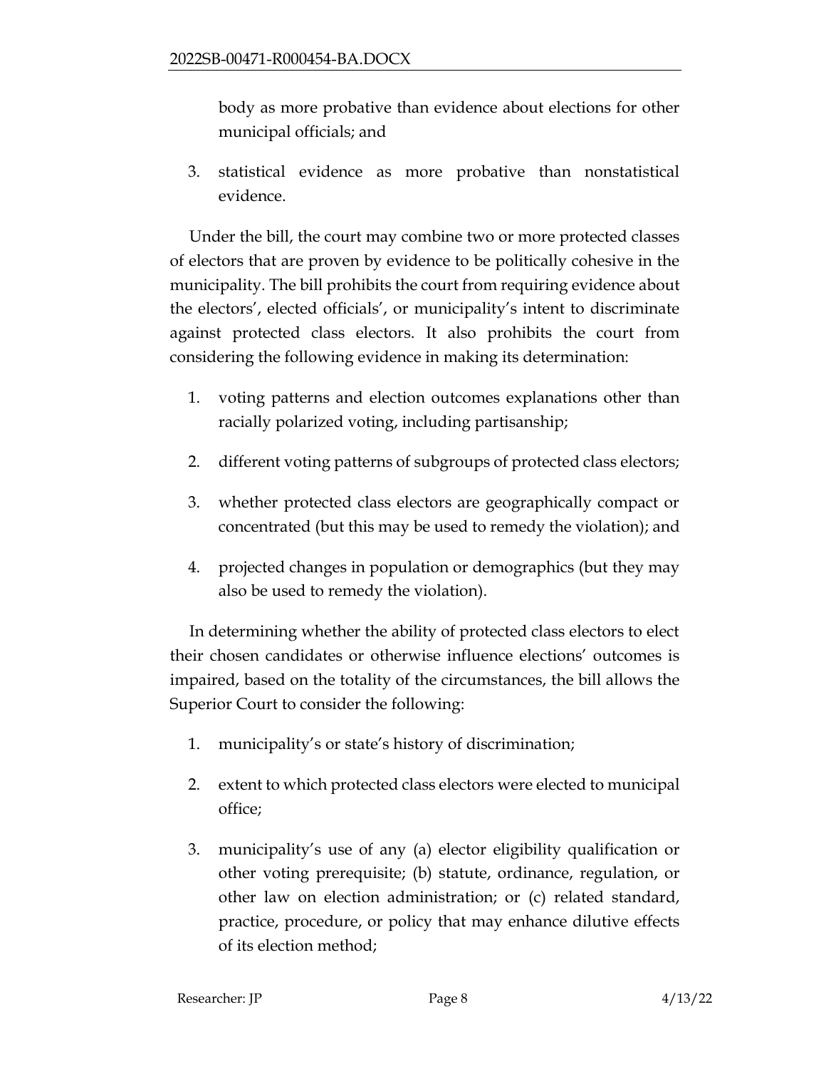body as more probative than evidence about elections for other municipal officials; and

3. statistical evidence as more probative than nonstatistical evidence.

Under the bill, the court may combine two or more protected classes of electors that are proven by evidence to be politically cohesive in the municipality. The bill prohibits the court from requiring evidence about the electors', elected officials', or municipality's intent to discriminate against protected class electors. It also prohibits the court from considering the following evidence in making its determination:

1. voting patterns and election outcomes explanations other than racially polarized voting, including partisanship;
2. different voting patterns of subgroups of protected class electors;
3. whether protected class electors are geographically compact or concentrated (but this may be used to remedy the violation); and
4. projected changes in population or demographics (but they may also be used to remedy the violation).

In determining whether the ability of protected class electors to elect their chosen candidates or otherwise influence elections' outcomes is impaired, based on the totality of the circumstances, the bill allows the Superior Court to consider the following:

1. municipality's or state's history of discrimination;
2. extent to which protected class electors were elected to municipal office;
3. municipality's use of any (a) elector eligibility qualification or other voting prerequisite; (b) statute, ordinance, regulation, or other law on election administration; or (c) related standard, practice, procedure, or policy that may enhance dilutive effects of its election method;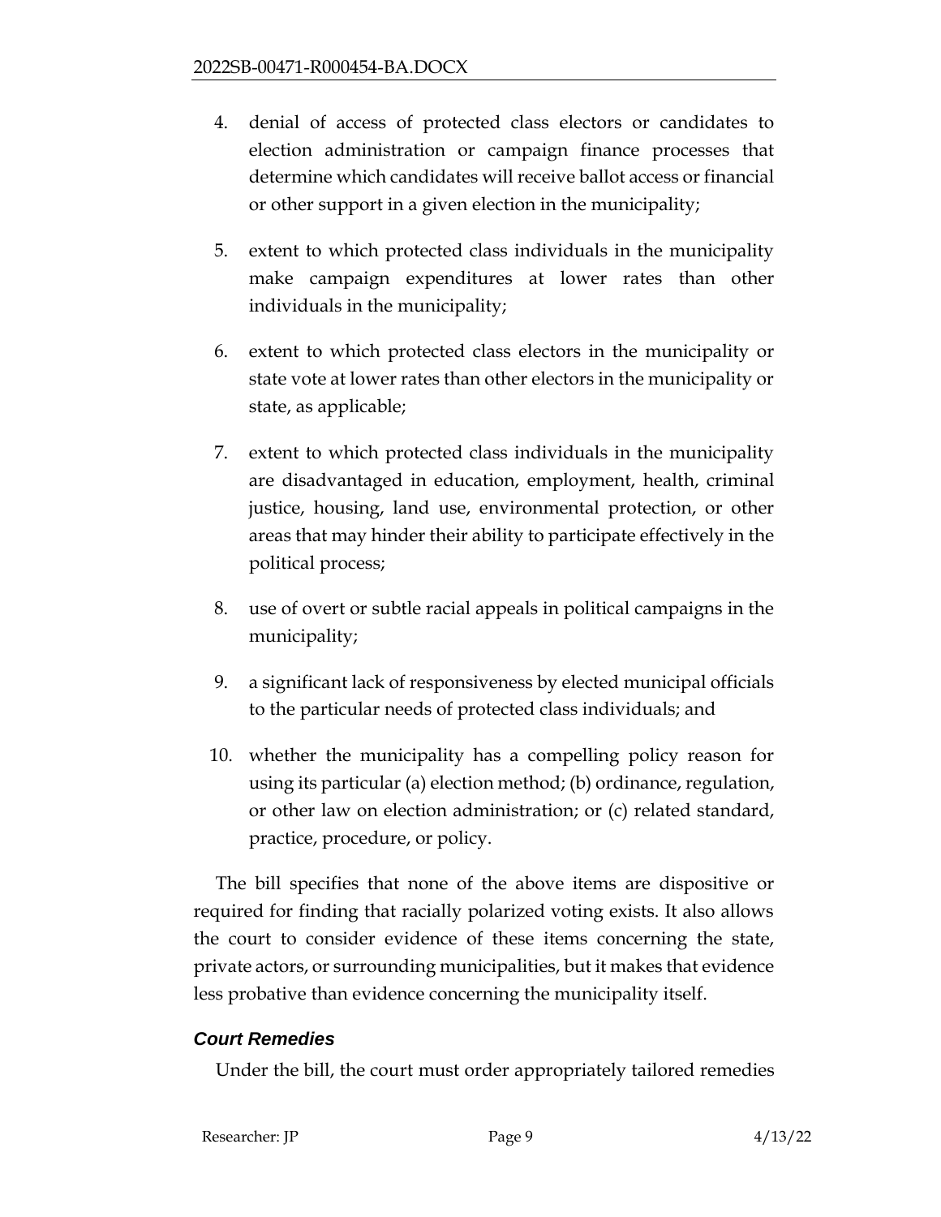4. denial of access of protected class electors or candidates to election administration or campaign finance processes that determine which candidates will receive ballot access or financial or other support in a given election in the municipality;
5. extent to which protected class individuals in the municipality make campaign expenditures at lower rates than other individuals in the municipality;
6. extent to which protected class electors in the municipality or state vote at lower rates than other electors in the municipality or state, as applicable;
7. extent to which protected class individuals in the municipality are disadvantaged in education, employment, health, criminal justice, housing, land use, environmental protection, or other areas that may hinder their ability to participate effectively in the political process;
8. use of overt or subtle racial appeals in political campaigns in the municipality;
9. a significant lack of responsiveness by elected municipal officials to the particular needs of protected class individuals; and
10. whether the municipality has a compelling policy reason for using its particular (a) election method; (b) ordinance, regulation, or other law on election administration; or (c) related standard, practice, procedure, or policy.

The bill specifies that none of the above items are dispositive or required for finding that racially polarized voting exists. It also allows the court to consider evidence of these items concerning the state, private actors, or surrounding municipalities, but it makes that evidence less probative than evidence concerning the municipality itself.

### *Court Remedies*

Under the bill, the court must order appropriately tailored remedies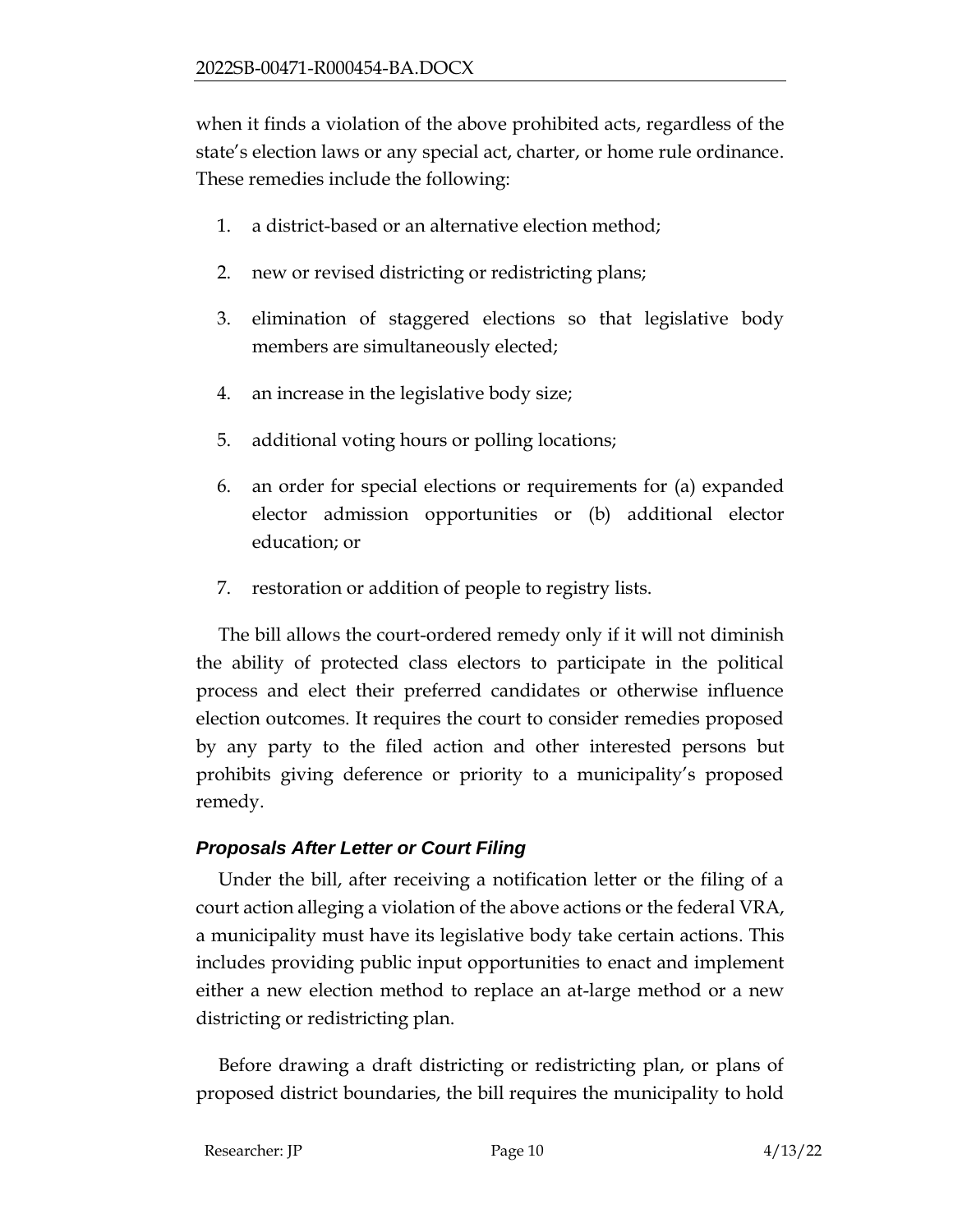when it finds a violation of the above prohibited acts, regardless of the state's election laws or any special act, charter, or home rule ordinance. These remedies include the following:

1. a district-based or an alternative election method;
2. new or revised districting or redistricting plans;
3. elimination of staggered elections so that legislative body members are simultaneously elected;
4. an increase in the legislative body size;
5. additional voting hours or polling locations;
6. an order for special elections or requirements for (a) expanded elector admission opportunities or (b) additional elector education; or
7. restoration or addition of people to registry lists.

The bill allows the court-ordered remedy only if it will not diminish the ability of protected class electors to participate in the political process and elect their preferred candidates or otherwise influence election outcomes. It requires the court to consider remedies proposed by any party to the filed action and other interested persons but prohibits giving deference or priority to a municipality's proposed remedy.

### *Proposals After Letter or Court Filing*

Under the bill, after receiving a notification letter or the filing of a court action alleging a violation of the above actions or the federal VRA, a municipality must have its legislative body take certain actions. This includes providing public input opportunities to enact and implement either a new election method to replace an at-large method or a new districting or redistricting plan.

Before drawing a draft districting or redistricting plan, or plans of proposed district boundaries, the bill requires the municipality to hold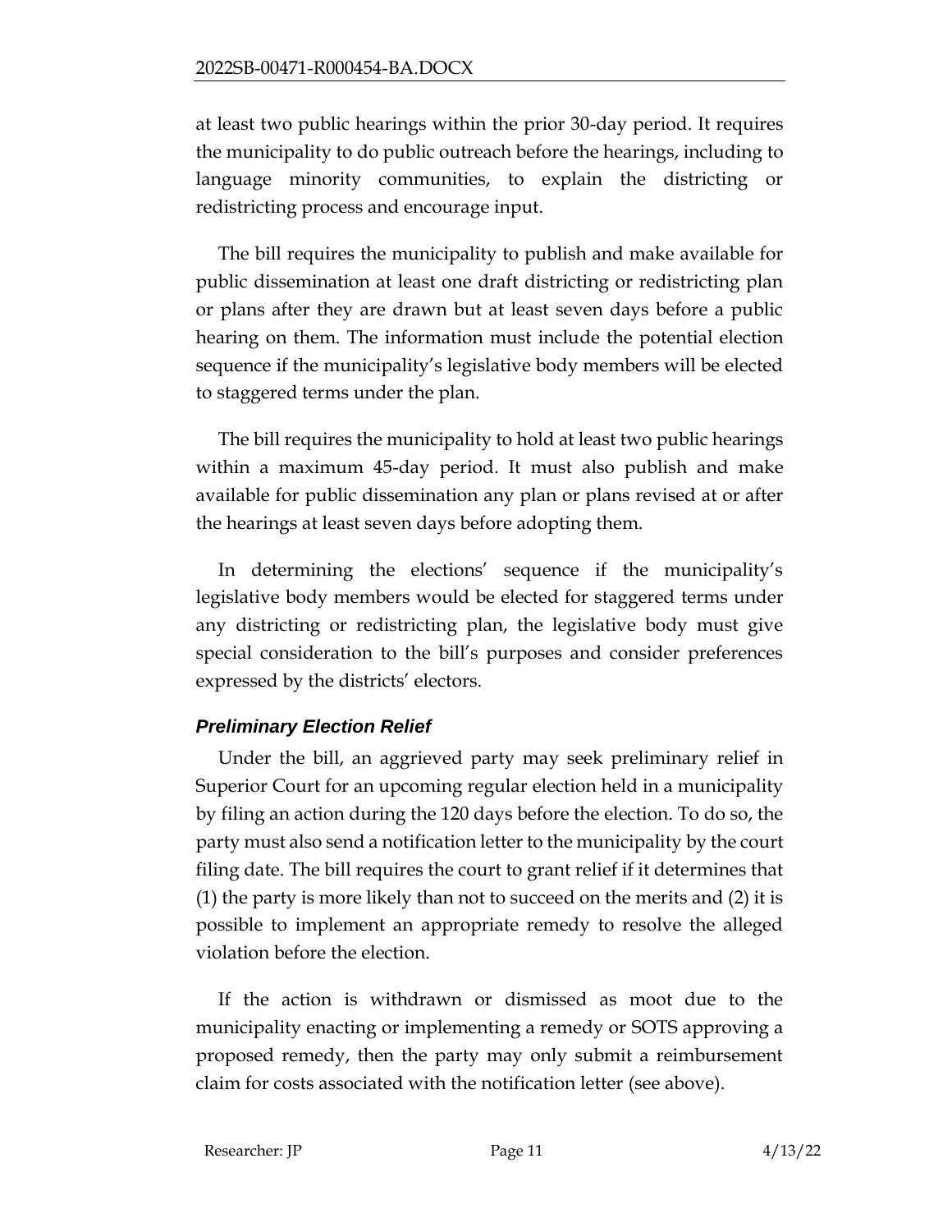at least two public hearings within the prior 30-day period. It requires the municipality to do public outreach before the hearings, including to language minority communities, to explain the districting or redistricting process and encourage input.

The bill requires the municipality to publish and make available for public dissemination at least one draft districting or redistricting plan or plans after they are drawn but at least seven days before a public hearing on them. The information must include the potential election sequence if the municipality's legislative body members will be elected to staggered terms under the plan.

The bill requires the municipality to hold at least two public hearings within a maximum 45-day period. It must also publish and make available for public dissemination any plan or plans revised at or after the hearings at least seven days before adopting them.

In determining the elections' sequence if the municipality's legislative body members would be elected for staggered terms under any districting or redistricting plan, the legislative body must give special consideration to the bill's purposes and consider preferences expressed by the districts' electors.

### *Preliminary Election Relief*

Under the bill, an aggrieved party may seek preliminary relief in Superior Court for an upcoming regular election held in a municipality by filing an action during the 120 days before the election. To do so, the party must also send a notification letter to the municipality by the court filing date. The bill requires the court to grant relief if it determines that (1) the party is more likely than not to succeed on the merits and (2) it is possible to implement an appropriate remedy to resolve the alleged violation before the election.

If the action is withdrawn or dismissed as moot due to the municipality enacting or implementing a remedy or SOTS approving a proposed remedy, then the party may only submit a reimbursement claim for costs associated with the notification letter (see above).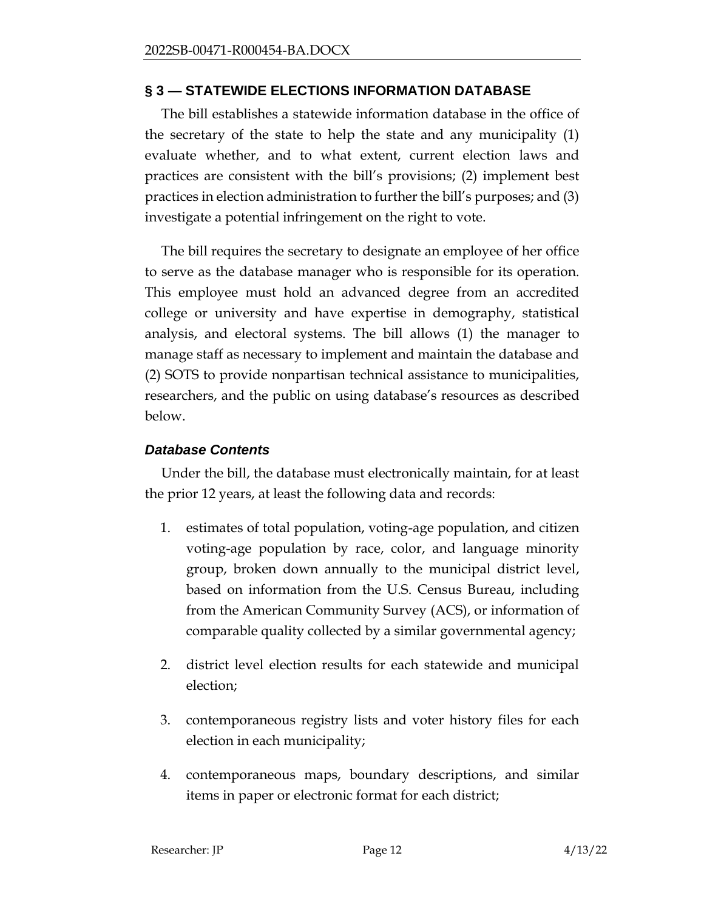## § 3 — STATEWIDE ELECTIONS INFORMATION DATABASE

The bill establishes a statewide information database in the office of the secretary of the state to help the state and any municipality (1) evaluate whether, and to what extent, current election laws and practices are consistent with the bill's provisions; (2) implement best practices in election administration to further the bill's purposes; and (3) investigate a potential infringement on the right to vote.

The bill requires the secretary to designate an employee of her office to serve as the database manager who is responsible for its operation. This employee must hold an advanced degree from an accredited college or university and have expertise in demography, statistical analysis, and electoral systems. The bill allows (1) the manager to manage staff as necessary to implement and maintain the database and (2) SOTS to provide nonpartisan technical assistance to municipalities, researchers, and the public on using database's resources as described below.

### *Database Contents*

Under the bill, the database must electronically maintain, for at least the prior 12 years, at least the following data and records:

1. estimates of total population, voting-age population, and citizen voting-age population by race, color, and language minority group, broken down annually to the municipal district level, based on information from the U.S. Census Bureau, including from the American Community Survey (ACS), or information of comparable quality collected by a similar governmental agency;
2. district level election results for each statewide and municipal election;
3. contemporaneous registry lists and voter history files for each election in each municipality;
4. contemporaneous maps, boundary descriptions, and similar items in paper or electronic format for each district;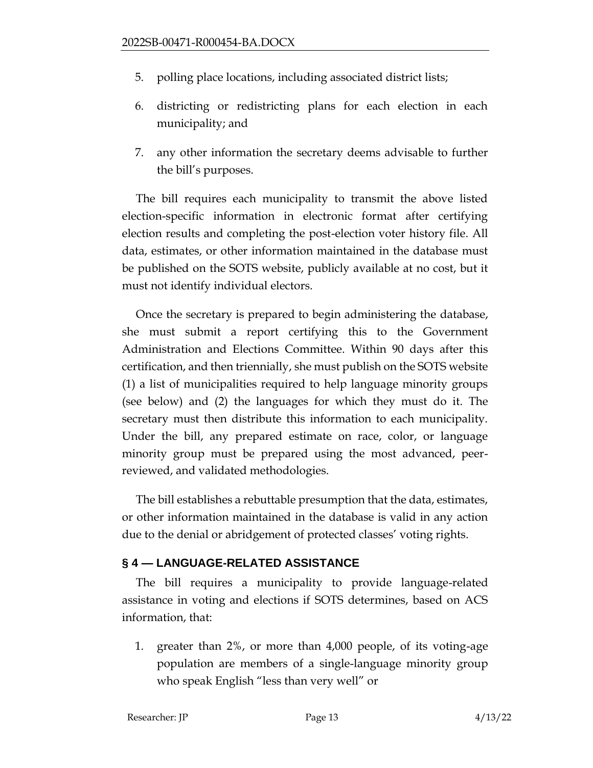5. polling place locations, including associated district lists;

6. districting or redistricting plans for each election in each municipality; and

7. any other information the secretary deems advisable to further the bill's purposes.

The bill requires each municipality to transmit the above listed election-specific information in electronic format after certifying election results and completing the post-election voter history file. All data, estimates, or other information maintained in the database must be published on the SOTS website, publicly available at no cost, but it must not identify individual electors.

Once the secretary is prepared to begin administering the database, she must submit a report certifying this to the Government Administration and Elections Committee. Within 90 days after this certification, and then triennially, she must publish on the SOTS website (1) a list of municipalities required to help language minority groups (see below) and (2) the languages for which they must do it. The secretary must then distribute this information to each municipality. Under the bill, any prepared estimate on race, color, or language minority group must be prepared using the most advanced, peer-reviewed, and validated methodologies.

The bill establishes a rebuttable presumption that the data, estimates, or other information maintained in the database is valid in any action due to the denial or abridgement of protected classes' voting rights.

## § 4 — LANGUAGE-RELATED ASSISTANCE

The bill requires a municipality to provide language-related assistance in voting and elections if SOTS determines, based on ACS information, that:

1. greater than 2%, or more than 4,000 people, of its voting-age population are members of a single-language minority group who speak English "less than very well" or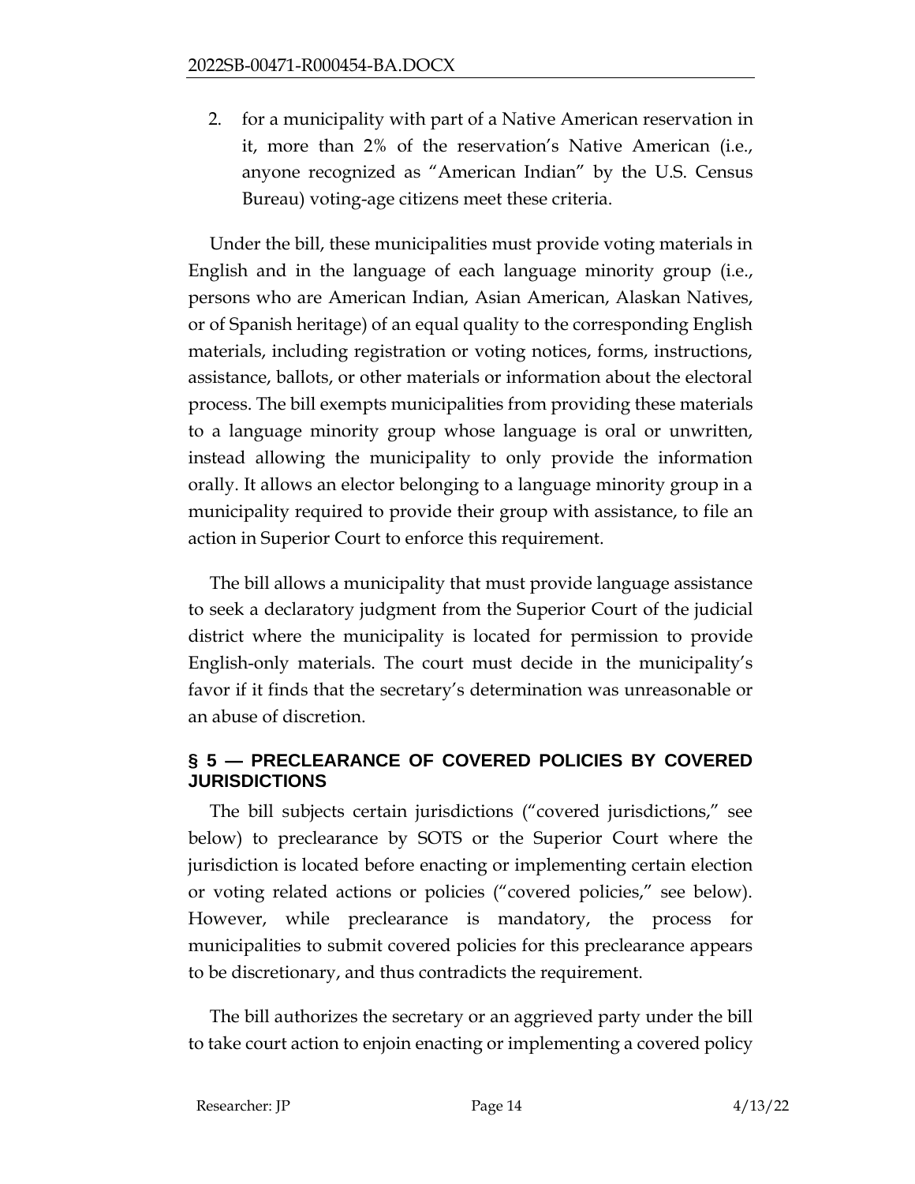2. for a municipality with part of a Native American reservation in it, more than 2% of the reservation's Native American (i.e., anyone recognized as "American Indian" by the U.S. Census Bureau) voting-age citizens meet these criteria.

Under the bill, these municipalities must provide voting materials in English and in the language of each language minority group (i.e., persons who are American Indian, Asian American, Alaskan Natives, or of Spanish heritage) of an equal quality to the corresponding English materials, including registration or voting notices, forms, instructions, assistance, ballots, or other materials or information about the electoral process. The bill exempts municipalities from providing these materials to a language minority group whose language is oral or unwritten, instead allowing the municipality to only provide the information orally. It allows an elector belonging to a language minority group in a municipality required to provide their group with assistance, to file an action in Superior Court to enforce this requirement.

The bill allows a municipality that must provide language assistance to seek a declaratory judgment from the Superior Court of the judicial district where the municipality is located for permission to provide English-only materials. The court must decide in the municipality's favor if it finds that the secretary's determination was unreasonable or an abuse of discretion.

## § 5 — PRECLEARANCE OF COVERED POLICIES BY COVERED JURISDICTIONS

The bill subjects certain jurisdictions ("covered jurisdictions," see below) to preclearance by SOTS or the Superior Court where the jurisdiction is located before enacting or implementing certain election or voting related actions or policies ("covered policies," see below). However, while preclearance is mandatory, the process for municipalities to submit covered policies for this preclearance appears to be discretionary, and thus contradicts the requirement.

The bill authorizes the secretary or an aggrieved party under the bill to take court action to enjoin enacting or implementing a covered policy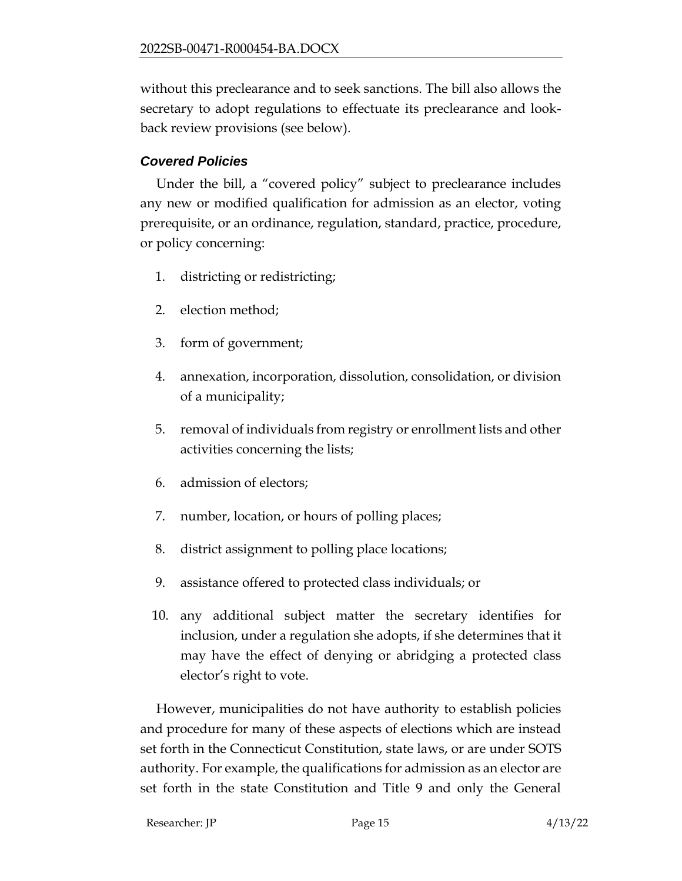without this preclearance and to seek sanctions. The bill also allows the secretary to adopt regulations to effectuate its preclearance and look-back review provisions (see below).

### *Covered Policies*

Under the bill, a "covered policy" subject to preclearance includes any new or modified qualification for admission as an elector, voting prerequisite, or an ordinance, regulation, standard, practice, procedure, or policy concerning:

1. districting or redistricting;
2. election method;
3. form of government;
4. annexation, incorporation, dissolution, consolidation, or division of a municipality;
5. removal of individuals from registry or enrollment lists and other activities concerning the lists;
6. admission of electors;
7. number, location, or hours of polling places;
8. district assignment to polling place locations;
9. assistance offered to protected class individuals; or
10. any additional subject matter the secretary identifies for inclusion, under a regulation she adopts, if she determines that it may have the effect of denying or abridging a protected class elector's right to vote.

However, municipalities do not have authority to establish policies and procedure for many of these aspects of elections which are instead set forth in the Connecticut Constitution, state laws, or are under SOTS authority. For example, the qualifications for admission as an elector are set forth in the state Constitution and Title 9 and only the General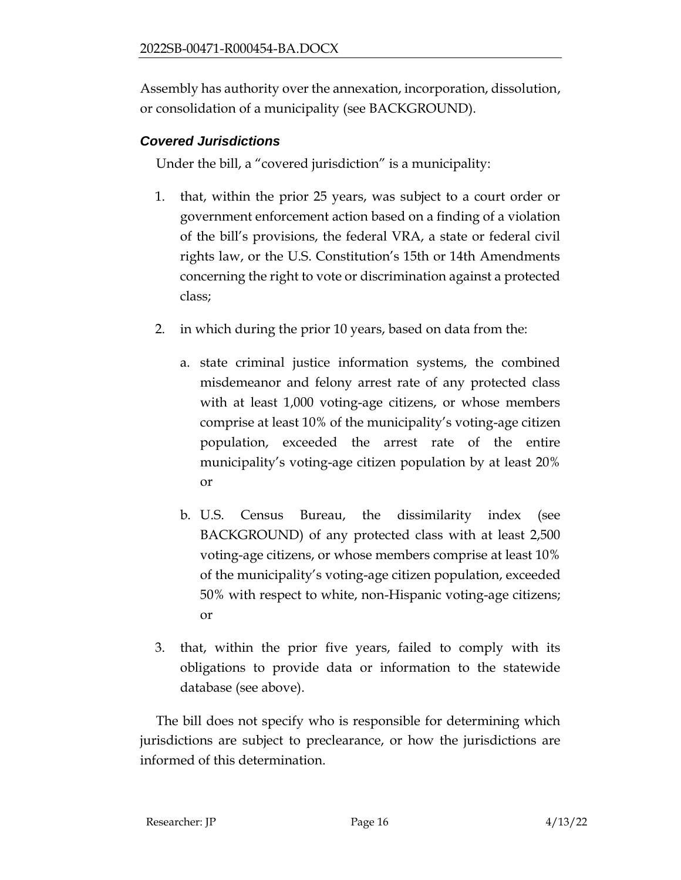Assembly has authority over the annexation, incorporation, dissolution, or consolidation of a municipality (see BACKGROUND).

### *Covered Jurisdictions*

Under the bill, a "covered jurisdiction" is a municipality:

1. that, within the prior 25 years, was subject to a court order or government enforcement action based on a finding of a violation of the bill's provisions, the federal VRA, a state or federal civil rights law, or the U.S. Constitution's 15th or 14th Amendments concerning the right to vote or discrimination against a protected class;

2. in which during the prior 10 years, based on data from the:

   a. state criminal justice information systems, the combined misdemeanor and felony arrest rate of any protected class with at least 1,000 voting-age citizens, or whose members comprise at least 10% of the municipality's voting-age citizen population, exceeded the arrest rate of the entire municipality's voting-age citizen population by at least 20% or

   b. U.S. Census Bureau, the dissimilarity index (see BACKGROUND) of any protected class with at least 2,500 voting-age citizens, or whose members comprise at least 10% of the municipality's voting-age citizen population, exceeded 50% with respect to white, non-Hispanic voting-age citizens; or

3. that, within the prior five years, failed to comply with its obligations to provide data or information to the statewide database (see above).

The bill does not specify who is responsible for determining which jurisdictions are subject to preclearance, or how the jurisdictions are informed of this determination.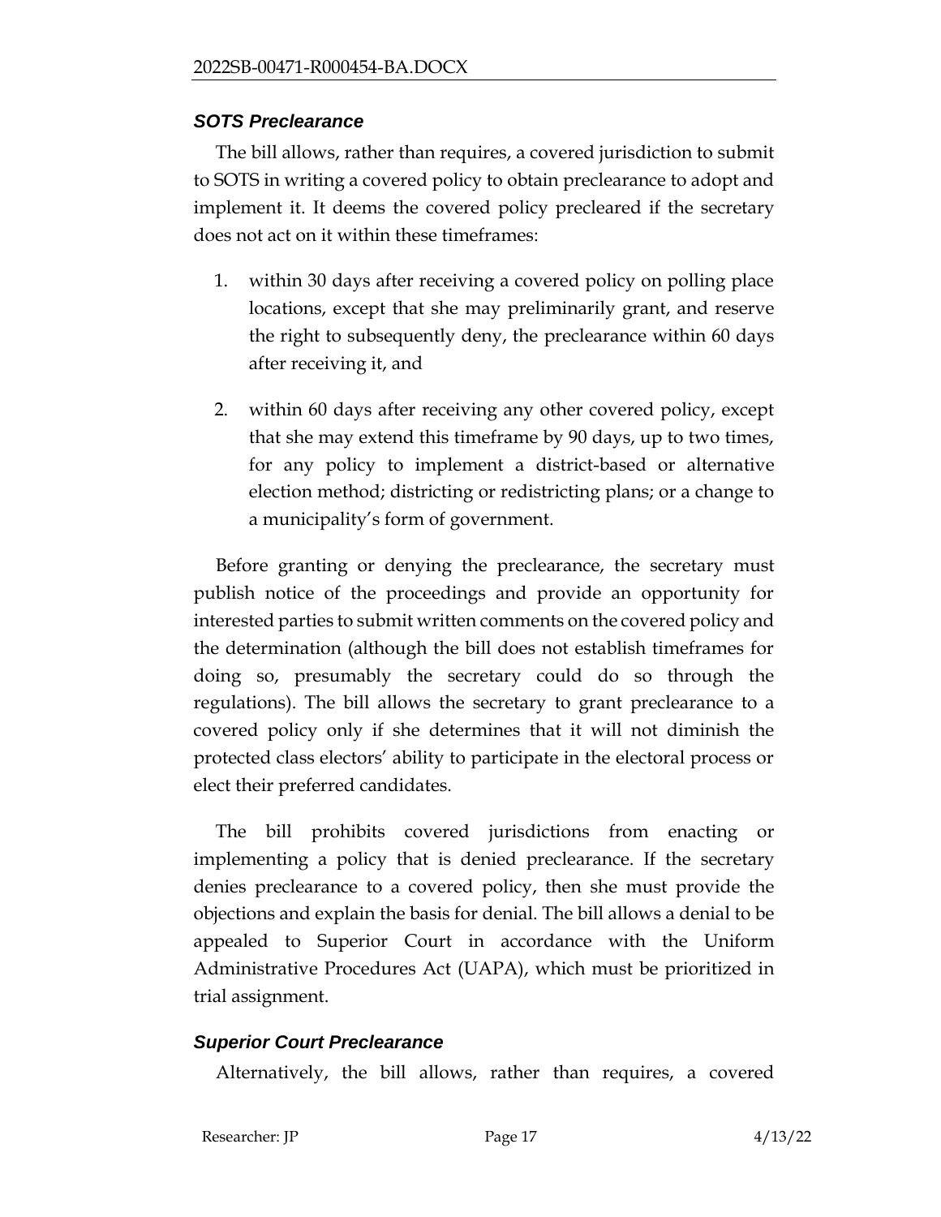### *SOTS Preclearance*

The bill allows, rather than requires, a covered jurisdiction to submit to SOTS in writing a covered policy to obtain preclearance to adopt and implement it. It deems the covered policy precleared if the secretary does not act on it within these timeframes:

1. within 30 days after receiving a covered policy on polling place locations, except that she may preliminarily grant, and reserve the right to subsequently deny, the preclearance within 60 days after receiving it, and
2. within 60 days after receiving any other covered policy, except that she may extend this timeframe by 90 days, up to two times, for any policy to implement a district-based or alternative election method; districting or redistricting plans; or a change to a municipality's form of government.

Before granting or denying the preclearance, the secretary must publish notice of the proceedings and provide an opportunity for interested parties to submit written comments on the covered policy and the determination (although the bill does not establish timeframes for doing so, presumably the secretary could do so through the regulations). The bill allows the secretary to grant preclearance to a covered policy only if she determines that it will not diminish the protected class electors' ability to participate in the electoral process or elect their preferred candidates.

The bill prohibits covered jurisdictions from enacting or implementing a policy that is denied preclearance. If the secretary denies preclearance to a covered policy, then she must provide the objections and explain the basis for denial. The bill allows a denial to be appealed to Superior Court in accordance with the Uniform Administrative Procedures Act (UAPA), which must be prioritized in trial assignment.

### *Superior Court Preclearance*

Alternatively, the bill allows, rather than requires, a covered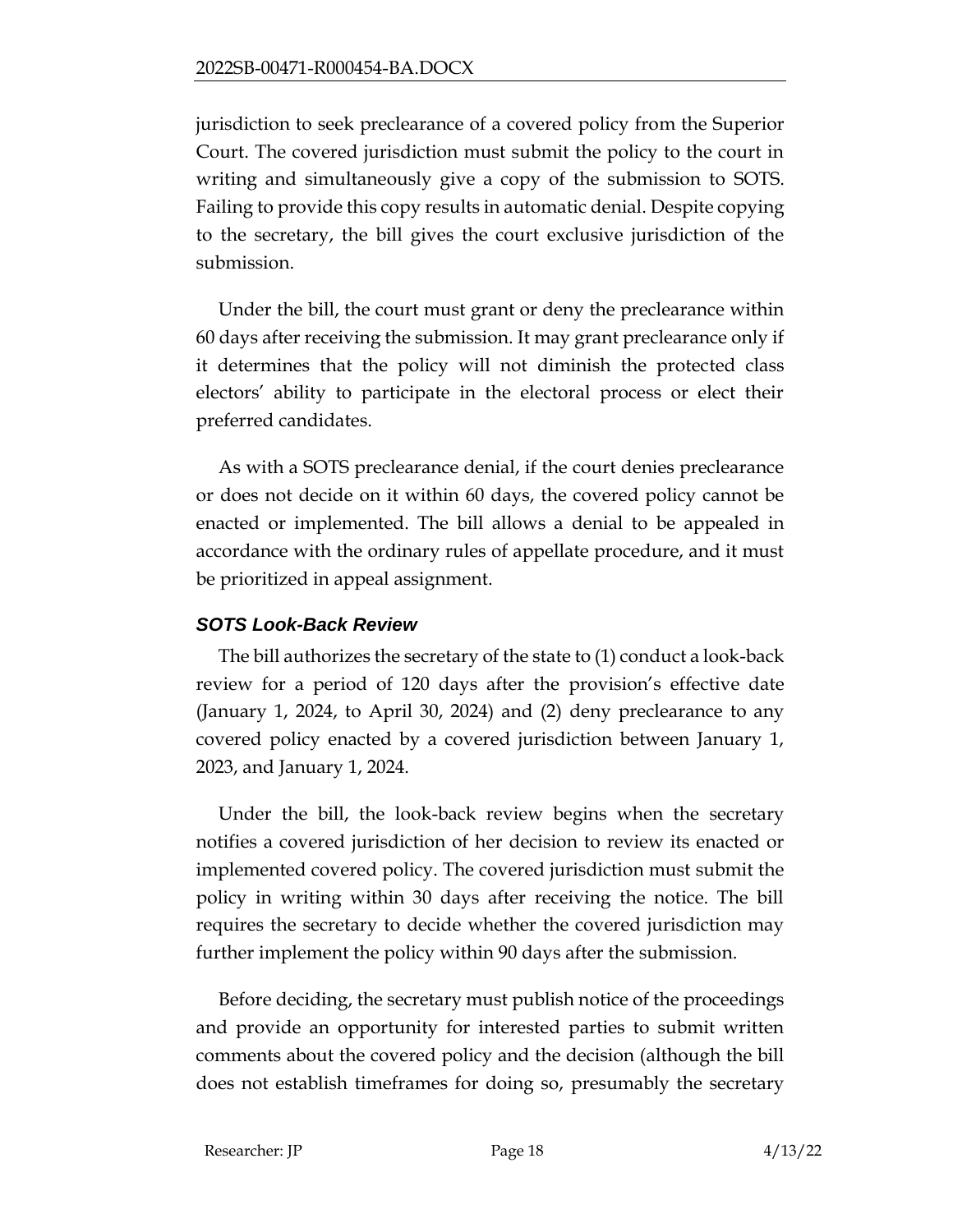jurisdiction to seek preclearance of a covered policy from the Superior Court. The covered jurisdiction must submit the policy to the court in writing and simultaneously give a copy of the submission to SOTS. Failing to provide this copy results in automatic denial. Despite copying to the secretary, the bill gives the court exclusive jurisdiction of the submission.

Under the bill, the court must grant or deny the preclearance within 60 days after receiving the submission. It may grant preclearance only if it determines that the policy will not diminish the protected class electors' ability to participate in the electoral process or elect their preferred candidates.

As with a SOTS preclearance denial, if the court denies preclearance or does not decide on it within 60 days, the covered policy cannot be enacted or implemented. The bill allows a denial to be appealed in accordance with the ordinary rules of appellate procedure, and it must be prioritized in appeal assignment.

### *SOTS Look-Back Review*

The bill authorizes the secretary of the state to (1) conduct a look-back review for a period of 120 days after the provision's effective date (January 1, 2024, to April 30, 2024) and (2) deny preclearance to any covered policy enacted by a covered jurisdiction between January 1, 2023, and January 1, 2024.

Under the bill, the look-back review begins when the secretary notifies a covered jurisdiction of her decision to review its enacted or implemented covered policy. The covered jurisdiction must submit the policy in writing within 30 days after receiving the notice. The bill requires the secretary to decide whether the covered jurisdiction may further implement the policy within 90 days after the submission.

Before deciding, the secretary must publish notice of the proceedings and provide an opportunity for interested parties to submit written comments about the covered policy and the decision (although the bill does not establish timeframes for doing so, presumably the secretary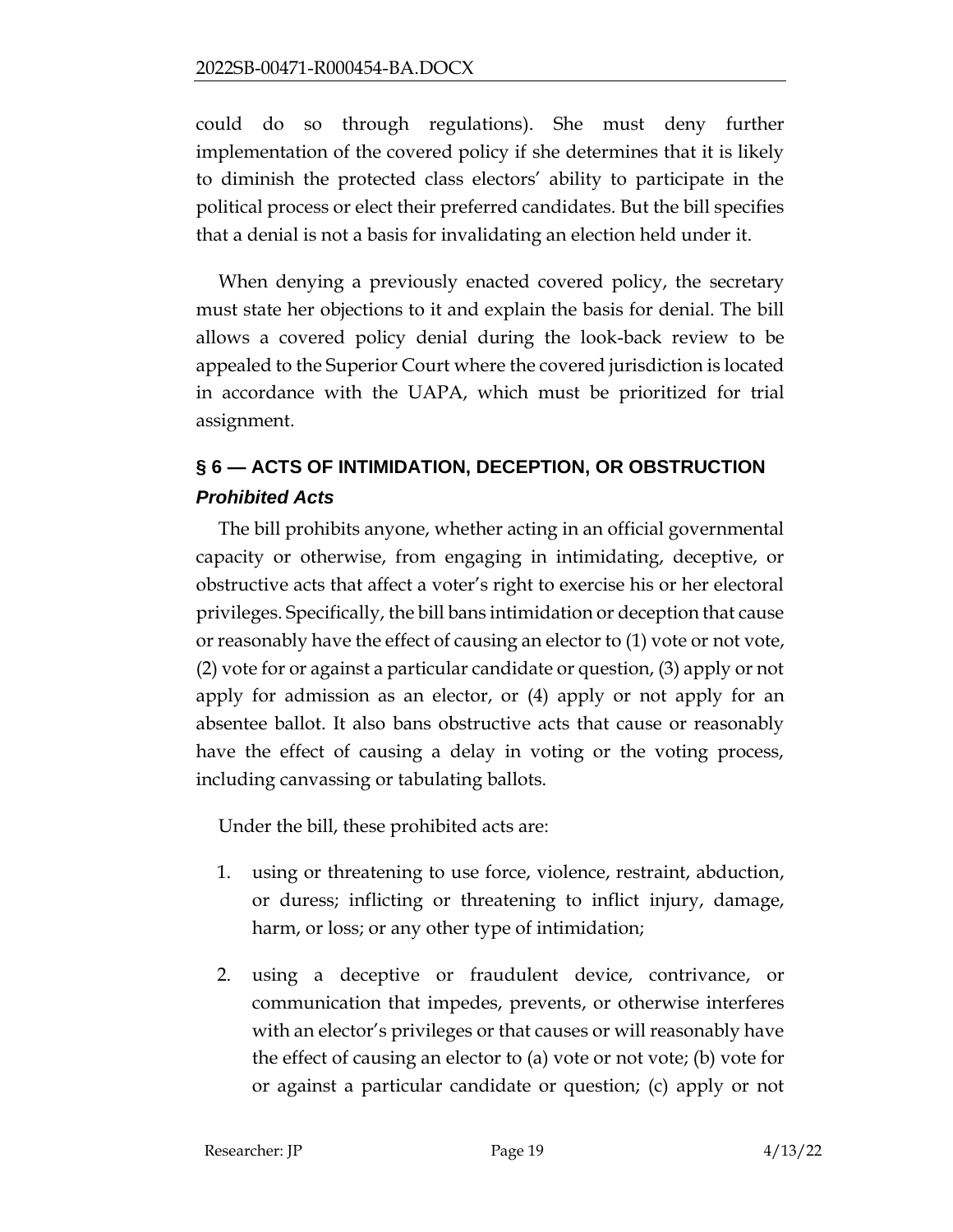could do so through regulations). She must deny further implementation of the covered policy if she determines that it is likely to diminish the protected class electors' ability to participate in the political process or elect their preferred candidates. But the bill specifies that a denial is not a basis for invalidating an election held under it.

When denying a previously enacted covered policy, the secretary must state her objections to it and explain the basis for denial. The bill allows a covered policy denial during the look-back review to be appealed to the Superior Court where the covered jurisdiction is located in accordance with the UAPA, which must be prioritized for trial assignment.

## § 6 — ACTS OF INTIMIDATION, DECEPTION, OR OBSTRUCTION

### *Prohibited Acts*

The bill prohibits anyone, whether acting in an official governmental capacity or otherwise, from engaging in intimidating, deceptive, or obstructive acts that affect a voter's right to exercise his or her electoral privileges. Specifically, the bill bans intimidation or deception that cause or reasonably have the effect of causing an elector to (1) vote or not vote, (2) vote for or against a particular candidate or question, (3) apply or not apply for admission as an elector, or (4) apply or not apply for an absentee ballot. It also bans obstructive acts that cause or reasonably have the effect of causing a delay in voting or the voting process, including canvassing or tabulating ballots.

Under the bill, these prohibited acts are:

1. using or threatening to use force, violence, restraint, abduction, or duress; inflicting or threatening to inflict injury, damage, harm, or loss; or any other type of intimidation;
2. using a deceptive or fraudulent device, contrivance, or communication that impedes, prevents, or otherwise interferes with an elector's privileges or that causes or will reasonably have the effect of causing an elector to (a) vote or not vote; (b) vote for or against a particular candidate or question; (c) apply or not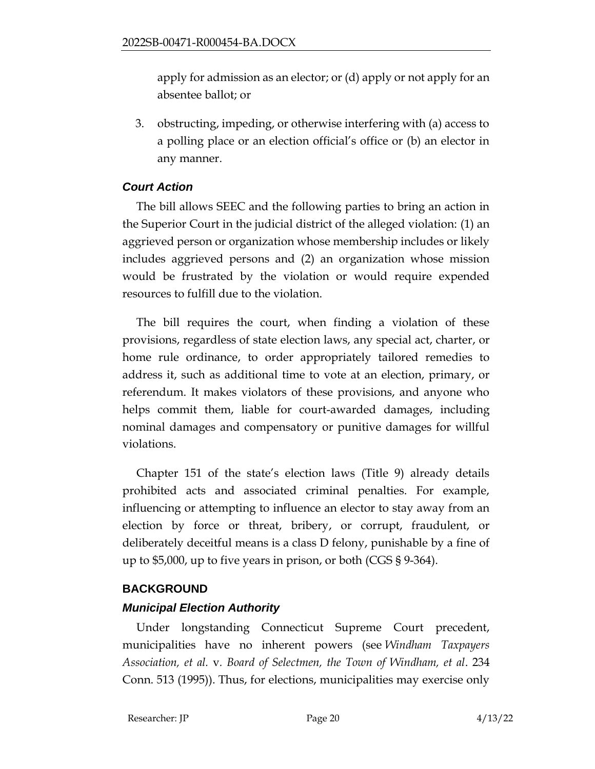apply for admission as an elector; or (d) apply or not apply for an absentee ballot; or

3. obstructing, impeding, or otherwise interfering with (a) access to a polling place or an election official's office or (b) an elector in any manner.

### *Court Action*

The bill allows SEEC and the following parties to bring an action in the Superior Court in the judicial district of the alleged violation: (1) an aggrieved person or organization whose membership includes or likely includes aggrieved persons and (2) an organization whose mission would be frustrated by the violation or would require expended resources to fulfill due to the violation.

The bill requires the court, when finding a violation of these provisions, regardless of state election laws, any special act, charter, or home rule ordinance, to order appropriately tailored remedies to address it, such as additional time to vote at an election, primary, or referendum. It makes violators of these provisions, and anyone who helps commit them, liable for court-awarded damages, including nominal damages and compensatory or punitive damages for willful violations.

Chapter 151 of the state's election laws (Title 9) already details prohibited acts and associated criminal penalties. For example, influencing or attempting to influence an elector to stay away from an election by force or threat, bribery, or corrupt, fraudulent, or deliberately deceitful means is a class D felony, punishable by a fine of up to $5,000, up to five years in prison, or both (CGS § 9-364).

## BACKGROUND

### *Municipal Election Authority*

Under longstanding Connecticut Supreme Court precedent, municipalities have no inherent powers (see *Windham Taxpayers Association, et al.* v. *Board of Selectmen, the Town of Windham, et al*. 234 Conn. 513 (1995)). Thus, for elections, municipalities may exercise only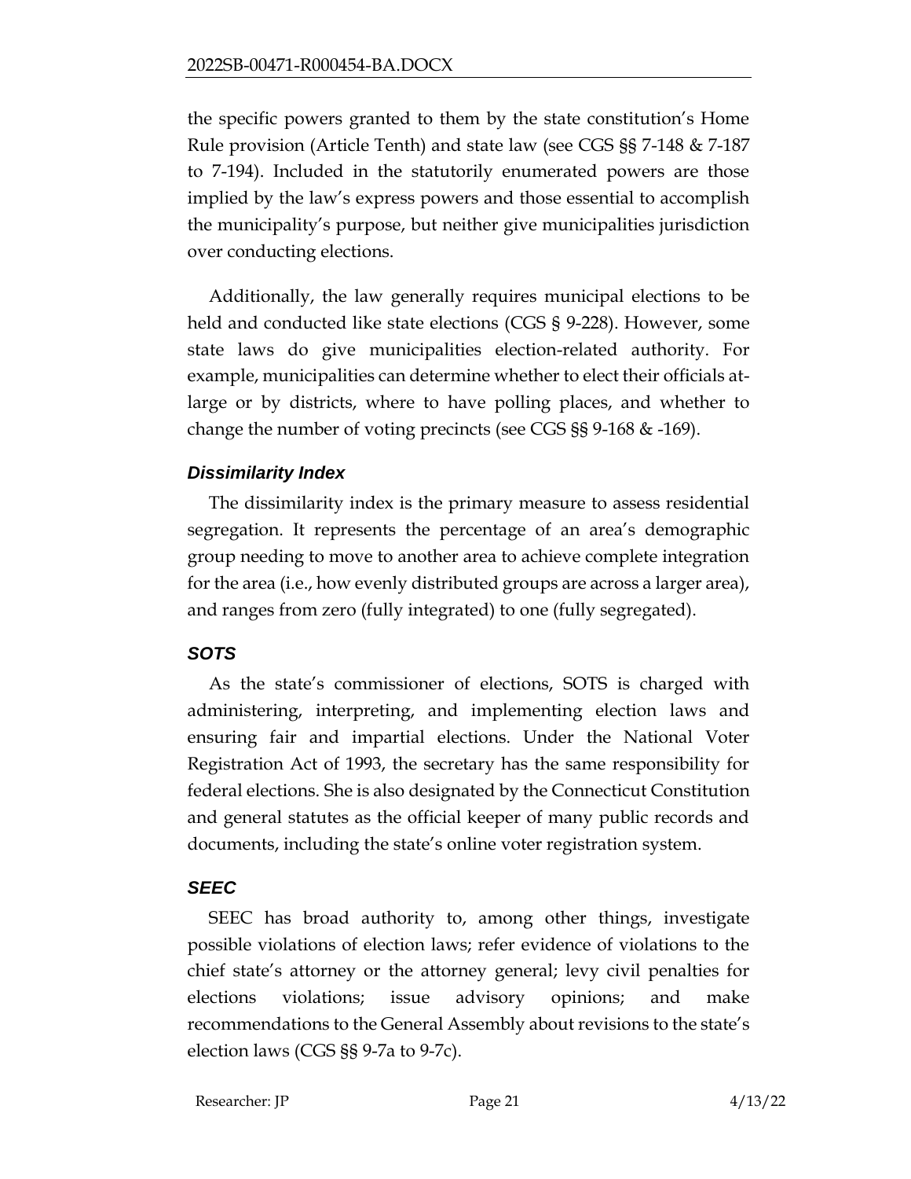the specific powers granted to them by the state constitution's Home Rule provision (Article Tenth) and state law (see CGS §§ 7-148 & 7-187 to 7-194). Included in the statutorily enumerated powers are those implied by the law's express powers and those essential to accomplish the municipality's purpose, but neither give municipalities jurisdiction over conducting elections.

Additionally, the law generally requires municipal elections to be held and conducted like state elections (CGS § 9-228). However, some state laws do give municipalities election-related authority. For example, municipalities can determine whether to elect their officials at-large or by districts, where to have polling places, and whether to change the number of voting precincts (see CGS §§ 9-168 & -169).

### *Dissimilarity Index*

The dissimilarity index is the primary measure to assess residential segregation. It represents the percentage of an area's demographic group needing to move to another area to achieve complete integration for the area (i.e., how evenly distributed groups are across a larger area), and ranges from zero (fully integrated) to one (fully segregated).

### *SOTS*

As the state's commissioner of elections, SOTS is charged with administering, interpreting, and implementing election laws and ensuring fair and impartial elections. Under the National Voter Registration Act of 1993, the secretary has the same responsibility for federal elections. She is also designated by the Connecticut Constitution and general statutes as the official keeper of many public records and documents, including the state's online voter registration system.

### *SEEC*

SEEC has broad authority to, among other things, investigate possible violations of election laws; refer evidence of violations to the chief state's attorney or the attorney general; levy civil penalties for elections violations; issue advisory opinions; and make recommendations to the General Assembly about revisions to the state's election laws (CGS §§ 9-7a to 9-7c).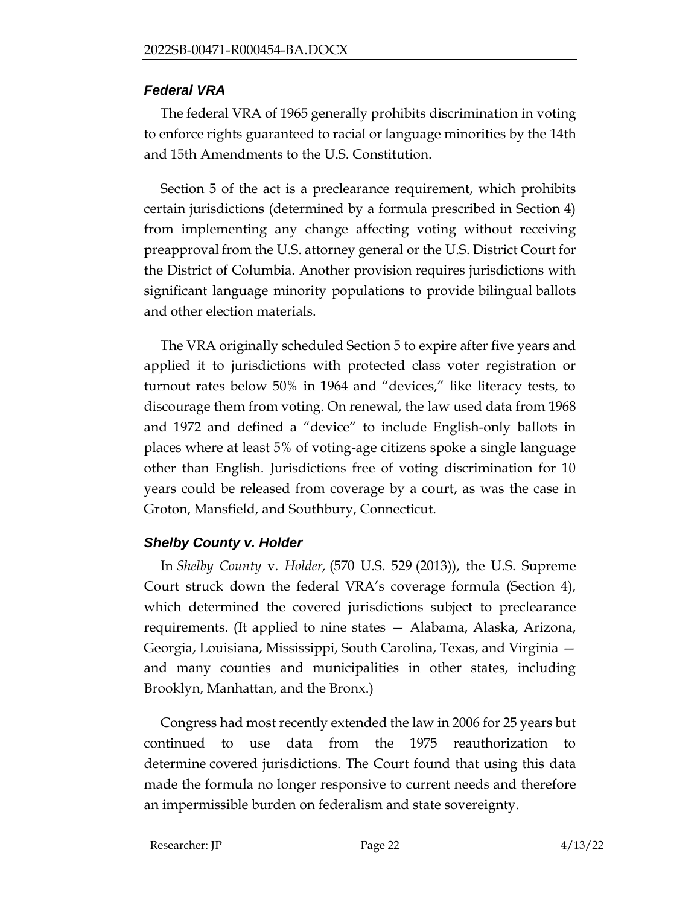### *Federal VRA*

The federal VRA of 1965 generally prohibits discrimination in voting to enforce rights guaranteed to racial or language minorities by the 14th and 15th Amendments to the U.S. Constitution.

Section 5 of the act is a preclearance requirement, which prohibits certain jurisdictions (determined by a formula prescribed in Section 4) from implementing any change affecting voting without receiving preapproval from the U.S. attorney general or the U.S. District Court for the District of Columbia. Another provision requires jurisdictions with significant language minority populations to provide bilingual ballots and other election materials.

The VRA originally scheduled Section 5 to expire after five years and applied it to jurisdictions with protected class voter registration or turnout rates below 50% in 1964 and "devices," like literacy tests, to discourage them from voting. On renewal, the law used data from 1968 and 1972 and defined a "device" to include English-only ballots in places where at least 5% of voting-age citizens spoke a single language other than English. Jurisdictions free of voting discrimination for 10 years could be released from coverage by a court, as was the case in Groton, Mansfield, and Southbury, Connecticut.

### *Shelby County v. Holder*

In *Shelby County* v. *Holder,* (570 U.S. 529 (2013)), the U.S. Supreme Court struck down the federal VRA's coverage formula (Section 4), which determined the covered jurisdictions subject to preclearance requirements. (It applied to nine states — Alabama, Alaska, Arizona, Georgia, Louisiana, Mississippi, South Carolina, Texas, and Virginia — and many counties and municipalities in other states, including Brooklyn, Manhattan, and the Bronx.)

Congress had most recently extended the law in 2006 for 25 years but continued to use data from the 1975 reauthorization to determine covered jurisdictions. The Court found that using this data made the formula no longer responsive to current needs and therefore an impermissible burden on federalism and state sovereignty.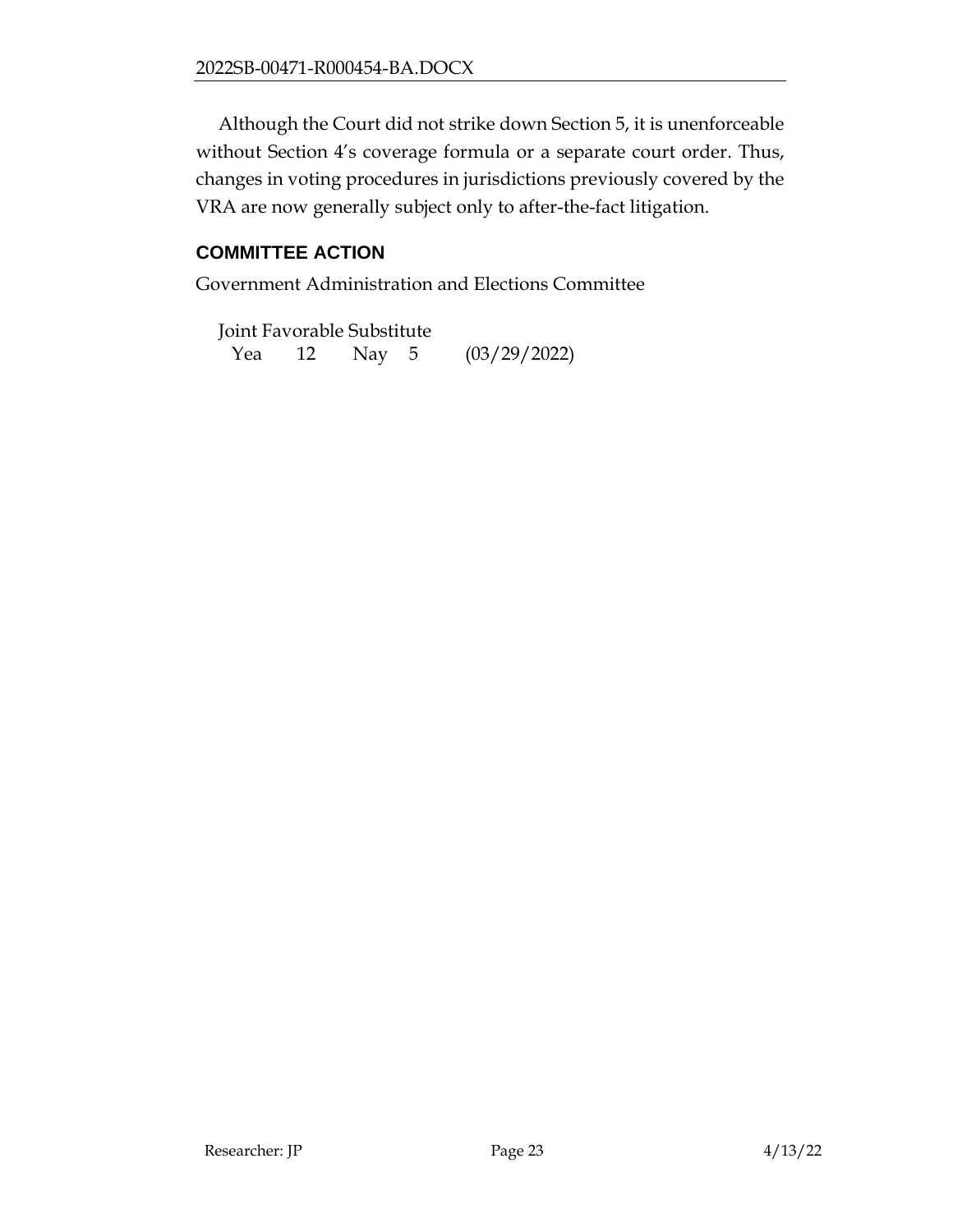Although the Court did not strike down Section 5, it is unenforceable without Section 4's coverage formula or a separate court order. Thus, changes in voting procedures in jurisdictions previously covered by the VRA are now generally subject only to after-the-fact litigation.

## COMMITTEE ACTION

Government Administration and Elections Committee

Joint Favorable Substitute
Yea 12 Nay 5 (03/29/2022)